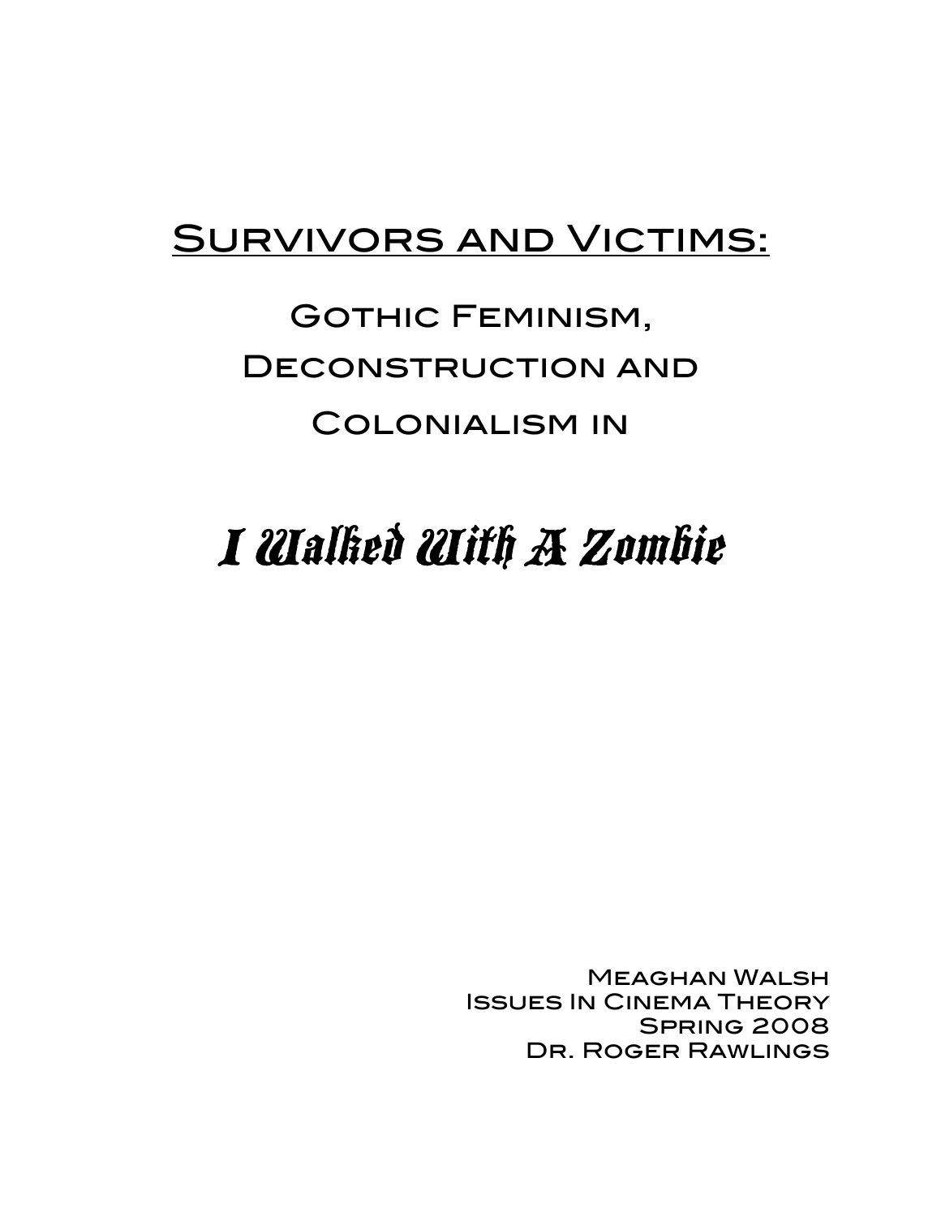# Survivors and Victims:

## Gothic Feminism, Deconstruction and Colonialism in

## *I Walked With A Zombie*

Meaghan Walsh
Issues In Cinema Theory
Spring 2008
Dr. Roger Rawlings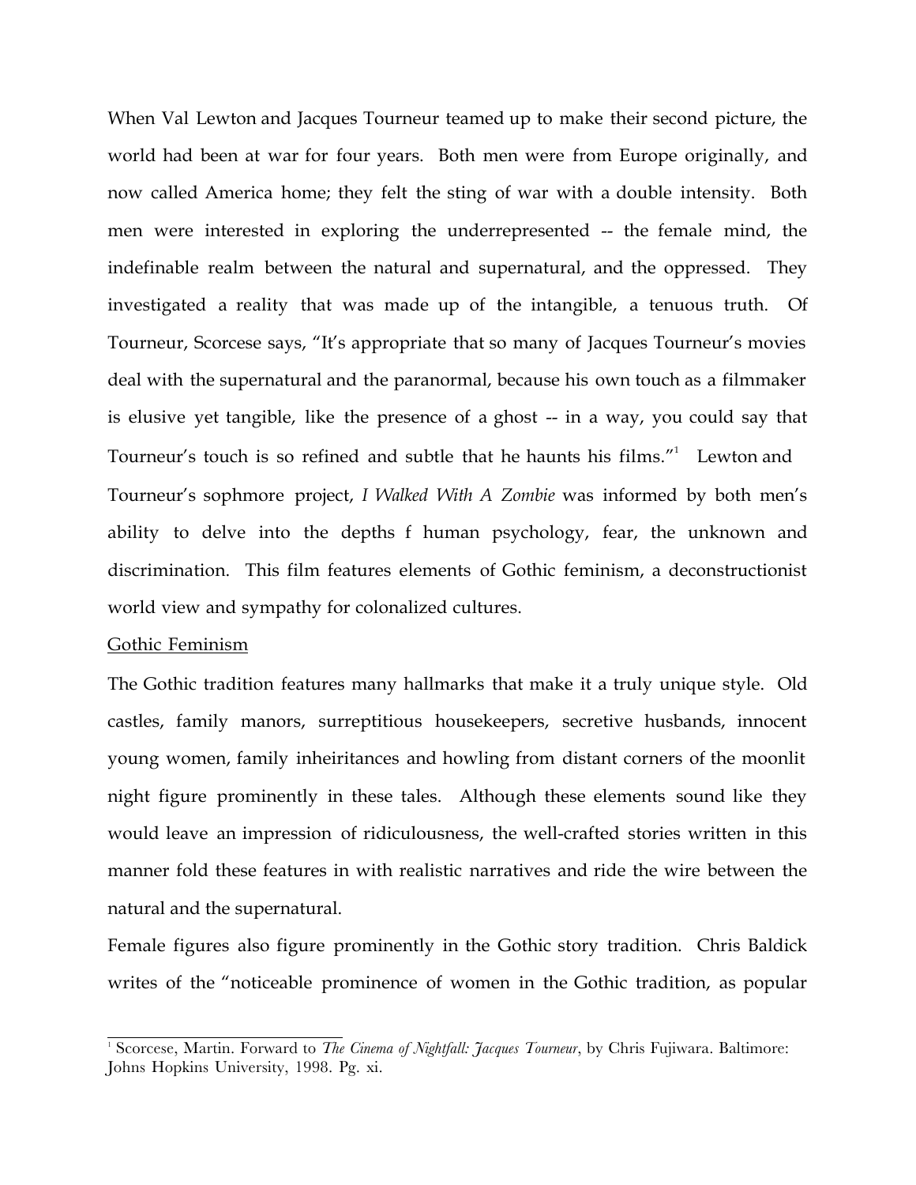When Val Lewton and Jacques Tourneur teamed up to make their second picture, the world had been at war for four years. Both men were from Europe originally, and now called America home; they felt the sting of war with a double intensity. Both men were interested in exploring the underrepresented -- the female mind, the indefinable realm between the natural and supernatural, and the oppressed. They investigated a reality that was made up of the intangible, a tenuous truth. Of Tourneur, Scorcese says, "It's appropriate that so many of Jacques Tourneur's movies deal with the supernatural and the paranormal, because his own touch as a filmmaker is elusive yet tangible, like the presence of a ghost -- in a way, you could say that Tourneur's touch is so refined and subtle that he haunts his films."[1] Lewton and Tourneur's sophmore project, *I Walked With A Zombie* was informed by both men's ability to delve into the depths f human psychology, fear, the unknown and discrimination. This film features elements of Gothic feminism, a deconstructionist world view and sympathy for colonalized cultures.

<u>Gothic Feminism</u>

The Gothic tradition features many hallmarks that make it a truly unique style. Old castles, family manors, surreptitious housekeepers, secretive husbands, innocent young women, family inheiritances and howling from distant corners of the moonlit night figure prominently in these tales. Although these elements sound like they would leave an impression of ridiculousness, the well-crafted stories written in this manner fold these features in with realistic narratives and ride the wire between the natural and the supernatural.

Female figures also figure prominently in the Gothic story tradition. Chris Baldick writes of the "noticeable prominence of women in the Gothic tradition, as popular

---

[1] Scorcese, Martin. Forward to *The Cinema of Nightfall: Jacques Tourneur*, by Chris Fujiwara. Baltimore: Johns Hopkins University, 1998. Pg. xi.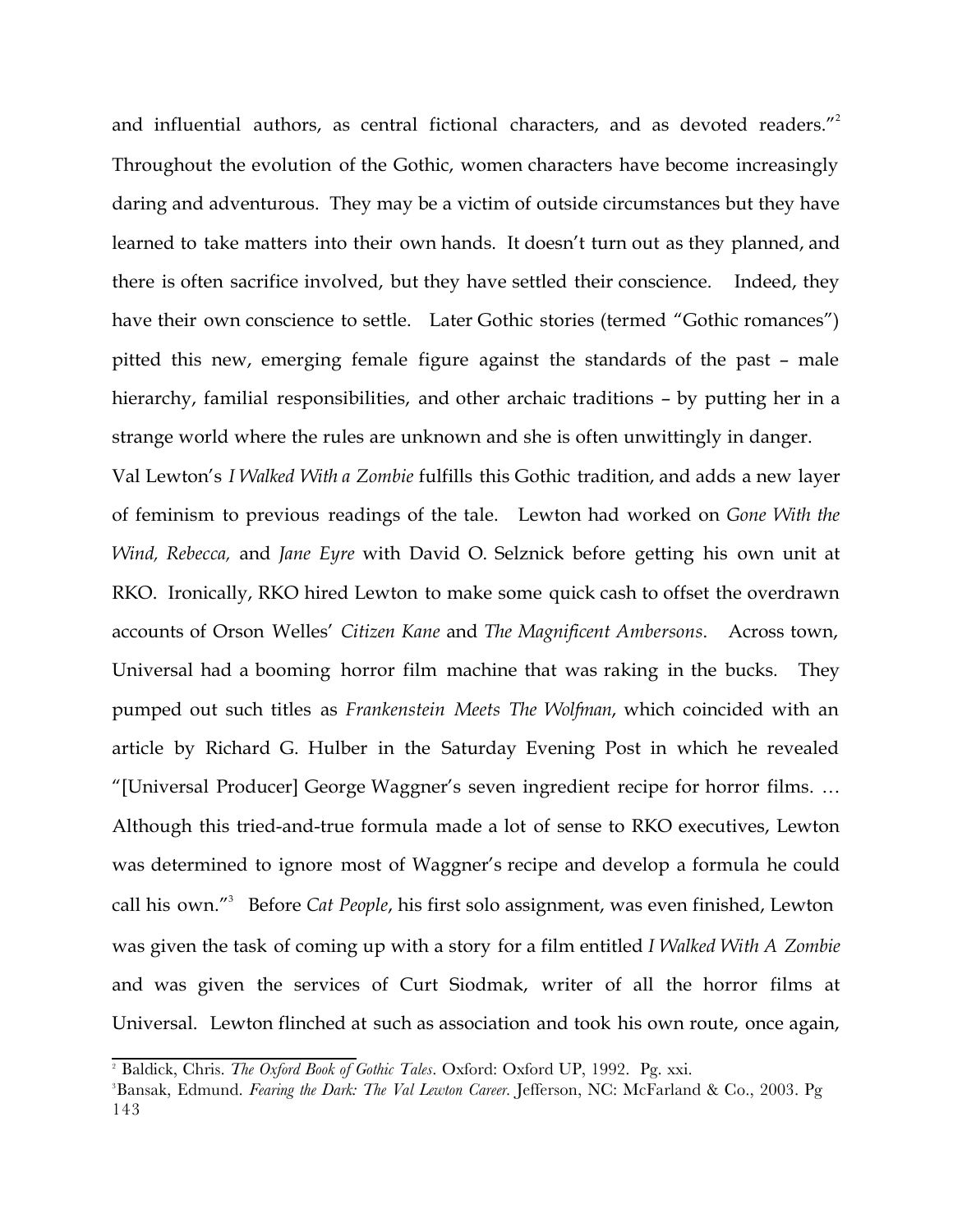and influential authors, as central fictional characters, and as devoted readers."[2] Throughout the evolution of the Gothic, women characters have become increasingly daring and adventurous. They may be a victim of outside circumstances but they have learned to take matters into their own hands. It doesn't turn out as they planned, and there is often sacrifice involved, but they have settled their conscience. Indeed, they have their own conscience to settle. Later Gothic stories (termed "Gothic romances") pitted this new, emerging female figure against the standards of the past – male hierarchy, familial responsibilities, and other archaic traditions – by putting her in a strange world where the rules are unknown and she is often unwittingly in danger.

Val Lewton's *I Walked With a Zombie* fulfills this Gothic tradition, and adds a new layer of feminism to previous readings of the tale. Lewton had worked on *Gone With the Wind, Rebecca,* and *Jane Eyre* with David O. Selznick before getting his own unit at RKO. Ironically, RKO hired Lewton to make some quick cash to offset the overdrawn accounts of Orson Welles' *Citizen Kane* and *The Magnificent Ambersons*. Across town, Universal had a booming horror film machine that was raking in the bucks. They pumped out such titles as *Frankenstein Meets The Wolfman*, which coincided with an article by Richard G. Hulber in the Saturday Evening Post in which he revealed "[Universal Producer] George Waggner's seven ingredient recipe for horror films. … Although this tried-and-true formula made a lot of sense to RKO executives, Lewton was determined to ignore most of Waggner's recipe and develop a formula he could call his own."[3] Before *Cat People*, his first solo assignment, was even finished, Lewton was given the task of coming up with a story for a film entitled *I Walked With A Zombie* and was given the services of Curt Siodmak, writer of all the horror films at Universal. Lewton flinched at such as association and took his own route, once again,

---

[2] Baldick, Chris. *The Oxford Book of Gothic Tales*. Oxford: Oxford UP, 1992. Pg. xxi.

[3] Bansak, Edmund. *Fearing the Dark: The Val Lewton Career.* Jefferson, NC: McFarland & Co., 2003. Pg 143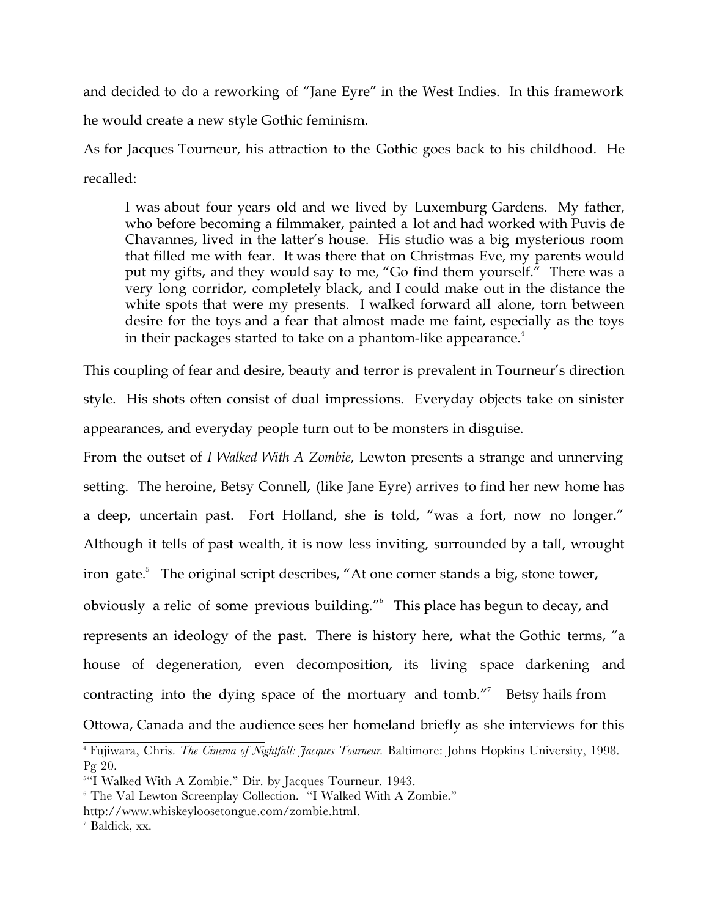and decided to do a reworking of "Jane Eyre" in the West Indies. In this framework he would create a new style Gothic feminism.

As for Jacques Tourneur, his attraction to the Gothic goes back to his childhood. He recalled:

> I was about four years old and we lived by Luxemburg Gardens. My father, who before becoming a filmmaker, painted a lot and had worked with Puvis de Chavannes, lived in the latter's house. His studio was a big mysterious room that filled me with fear. It was there that on Christmas Eve, my parents would put my gifts, and they would say to me, "Go find them yourself." There was a very long corridor, completely black, and I could make out in the distance the white spots that were my presents. I walked forward all alone, torn between desire for the toys and a fear that almost made me faint, especially as the toys in their packages started to take on a phantom-like appearance.[4]

This coupling of fear and desire, beauty and terror is prevalent in Tourneur's direction style. His shots often consist of dual impressions. Everyday objects take on sinister appearances, and everyday people turn out to be monsters in disguise.

From the outset of *I Walked With A Zombie*, Lewton presents a strange and unnerving setting. The heroine, Betsy Connell, (like Jane Eyre) arrives to find her new home has a deep, uncertain past. Fort Holland, she is told, "was a fort, now no longer." Although it tells of past wealth, it is now less inviting, surrounded by a tall, wrought iron gate.[5] The original script describes, "At one corner stands a big, stone tower, obviously a relic of some previous building."[6] This place has begun to decay, and represents an ideology of the past. There is history here, what the Gothic terms, "a house of degeneration, even decomposition, its living space darkening and contracting into the dying space of the mortuary and tomb."[7] Betsy hails from Ottowa, Canada and the audience sees her homeland briefly as she interviews for this

---

[4] Fujiwara, Chris. *The Cinema of Nightfall: Jacques Tourneur.* Baltimore: Johns Hopkins University, 1998. Pg 20.

[5] "I Walked With A Zombie." Dir. by Jacques Tourneur. 1943.

[6] The Val Lewton Screenplay Collection. "I Walked With A Zombie." http://www.whiskeyloosetongue.com/zombie.html.

[7] Baldick, xx.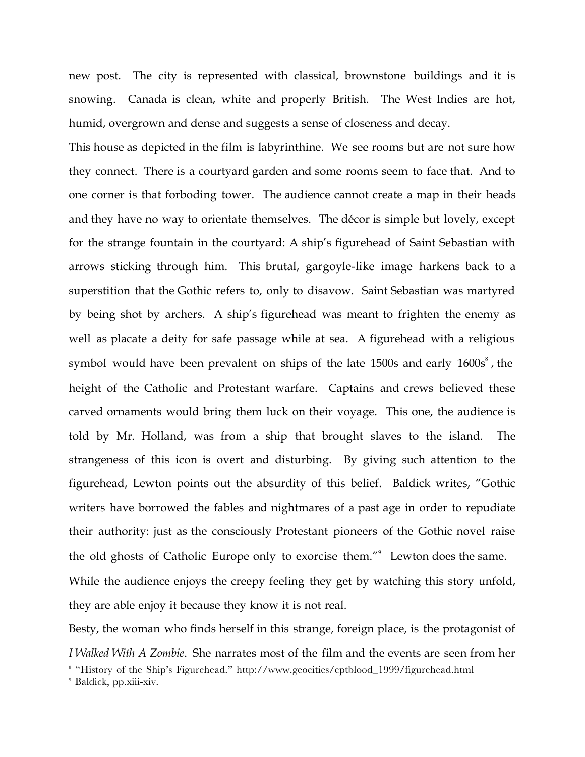new post. The city is represented with classical, brownstone buildings and it is snowing. Canada is clean, white and properly British. The West Indies are hot, humid, overgrown and dense and suggests a sense of closeness and decay.

This house as depicted in the film is labyrinthine. We see rooms but are not sure how they connect. There is a courtyard garden and some rooms seem to face that. And to one corner is that forboding tower. The audience cannot create a map in their heads and they have no way to orientate themselves. The décor is simple but lovely, except for the strange fountain in the courtyard: A ship's figurehead of Saint Sebastian with arrows sticking through him. This brutal, gargoyle-like image harkens back to a superstition that the Gothic refers to, only to disavow. Saint Sebastian was martyred by being shot by archers. A ship's figurehead was meant to frighten the enemy as well as placate a deity for safe passage while at sea. A figurehead with a religious symbol would have been prevalent on ships of the late 1500s and early 1600s[8] , the height of the Catholic and Protestant warfare. Captains and crews believed these carved ornaments would bring them luck on their voyage. This one, the audience is told by Mr. Holland, was from a ship that brought slaves to the island. The strangeness of this icon is overt and disturbing. By giving such attention to the figurehead, Lewton points out the absurdity of this belief. Baldick writes, "Gothic writers have borrowed the fables and nightmares of a past age in order to repudiate their authority: just as the consciously Protestant pioneers of the Gothic novel raise the old ghosts of Catholic Europe only to exorcise them."[9] Lewton does the same.

While the audience enjoys the creepy feeling they get by watching this story unfold, they are able enjoy it because they know it is not real.

Besty, the woman who finds herself in this strange, foreign place, is the protagonist of *I Walked With A Zombie*. She narrates most of the film and the events are seen from her

---

[8] "History of the Ship's Figurehead." http://www.geocities/cptblood_1999/figurehead.html

[9] Baldick, pp.xiii-xiv.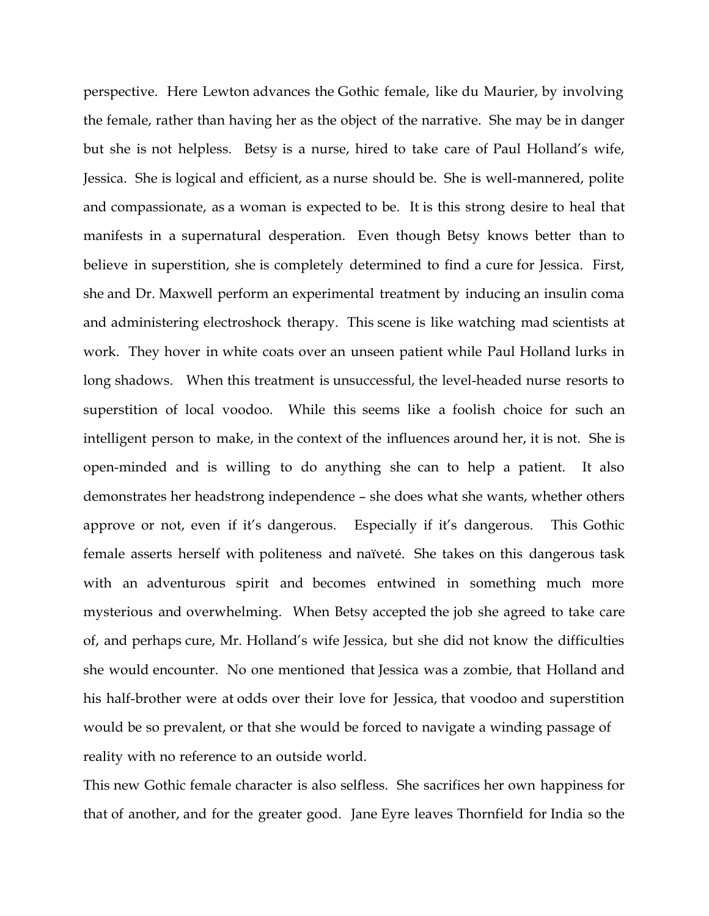perspective. Here Lewton advances the Gothic female, like du Maurier, by involving the female, rather than having her as the object of the narrative. She may be in danger but she is not helpless. Betsy is a nurse, hired to take care of Paul Holland's wife, Jessica. She is logical and efficient, as a nurse should be. She is well-mannered, polite and compassionate, as a woman is expected to be. It is this strong desire to heal that manifests in a supernatural desperation. Even though Betsy knows better than to believe in superstition, she is completely determined to find a cure for Jessica. First, she and Dr. Maxwell perform an experimental treatment by inducing an insulin coma and administering electroshock therapy. This scene is like watching mad scientists at work. They hover in white coats over an unseen patient while Paul Holland lurks in long shadows. When this treatment is unsuccessful, the level-headed nurse resorts to superstition of local voodoo. While this seems like a foolish choice for such an intelligent person to make, in the context of the influences around her, it is not. She is open-minded and is willing to do anything she can to help a patient. It also demonstrates her headstrong independence – she does what she wants, whether others approve or not, even if it's dangerous. Especially if it's dangerous. This Gothic female asserts herself with politeness and naïveté. She takes on this dangerous task with an adventurous spirit and becomes entwined in something much more mysterious and overwhelming. When Betsy accepted the job she agreed to take care of, and perhaps cure, Mr. Holland's wife Jessica, but she did not know the difficulties she would encounter. No one mentioned that Jessica was a zombie, that Holland and his half-brother were at odds over their love for Jessica, that voodoo and superstition would be so prevalent, or that she would be forced to navigate a winding passage of reality with no reference to an outside world.

This new Gothic female character is also selfless. She sacrifices her own happiness for that of another, and for the greater good. Jane Eyre leaves Thornfield for India so the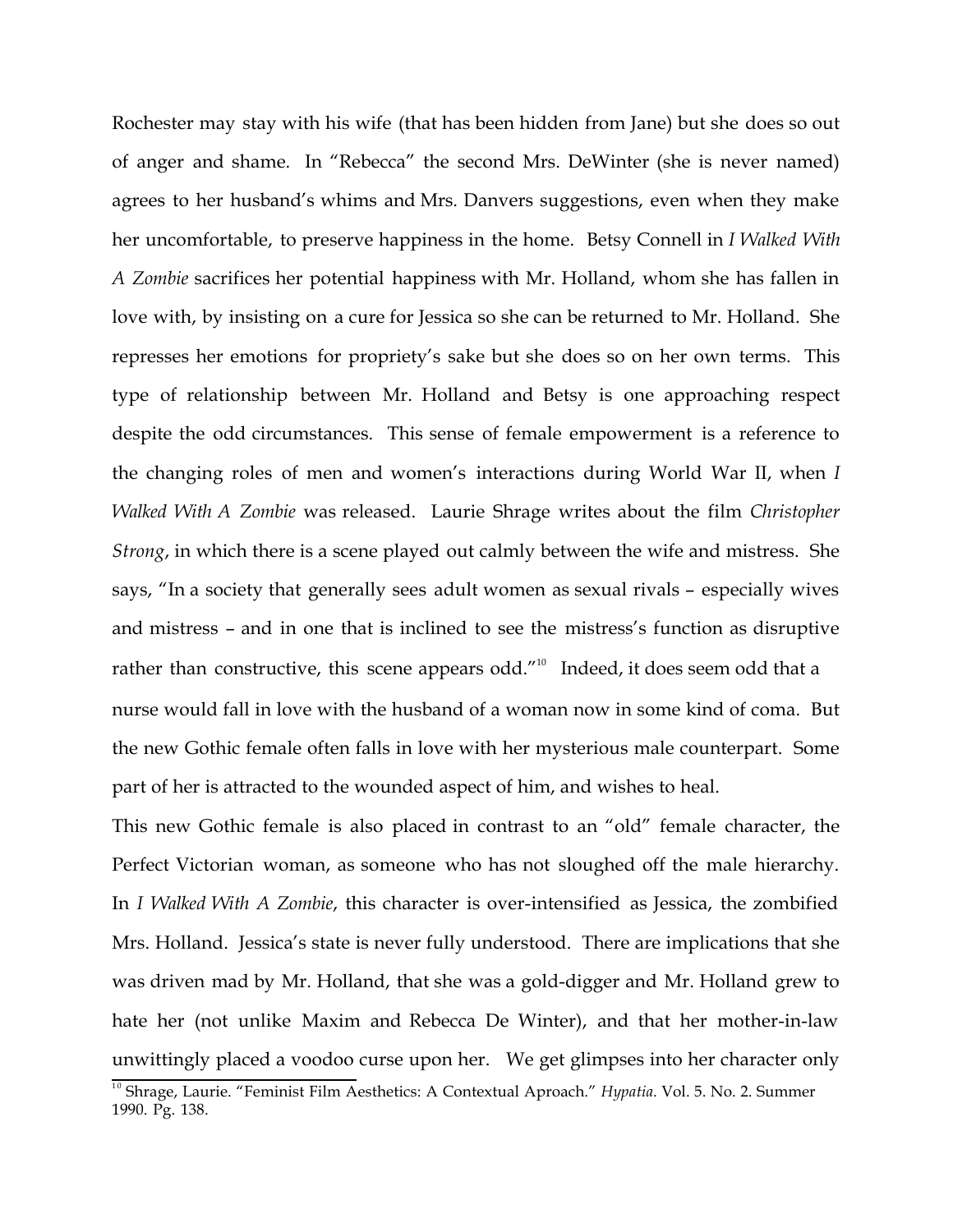Rochester may stay with his wife (that has been hidden from Jane) but she does so out of anger and shame. In "Rebecca" the second Mrs. DeWinter (she is never named) agrees to her husband's whims and Mrs. Danvers suggestions, even when they make her uncomfortable, to preserve happiness in the home. Betsy Connell in *I Walked With A Zombie* sacrifices her potential happiness with Mr. Holland, whom she has fallen in love with, by insisting on a cure for Jessica so she can be returned to Mr. Holland. She represses her emotions for propriety's sake but she does so on her own terms. This type of relationship between Mr. Holland and Betsy is one approaching respect despite the odd circumstances. This sense of female empowerment is a reference to the changing roles of men and women's interactions during World War II, when *I Walked With A Zombie* was released. Laurie Shrage writes about the film *Christopher Strong*, in which there is a scene played out calmly between the wife and mistress. She says, "In a society that generally sees adult women as sexual rivals – especially wives and mistress – and in one that is inclined to see the mistress's function as disruptive rather than constructive, this scene appears odd."[10] Indeed, it does seem odd that a nurse would fall in love with the husband of a woman now in some kind of coma. But the new Gothic female often falls in love with her mysterious male counterpart. Some part of her is attracted to the wounded aspect of him, and wishes to heal.

This new Gothic female is also placed in contrast to an "old" female character, the Perfect Victorian woman, as someone who has not sloughed off the male hierarchy. In *I Walked With A Zombie*, this character is over-intensified as Jessica, the zombified Mrs. Holland. Jessica's state is never fully understood. There are implications that she was driven mad by Mr. Holland, that she was a gold-digger and Mr. Holland grew to hate her (not unlike Maxim and Rebecca De Winter), and that her mother-in-law unwittingly placed a voodoo curse upon her. We get glimpses into her character only

[10] Shrage, Laurie. "Feminist Film Aesthetics: A Contextual Aproach." *Hypatia*. Vol. 5. No. 2. Summer 1990. Pg. 138.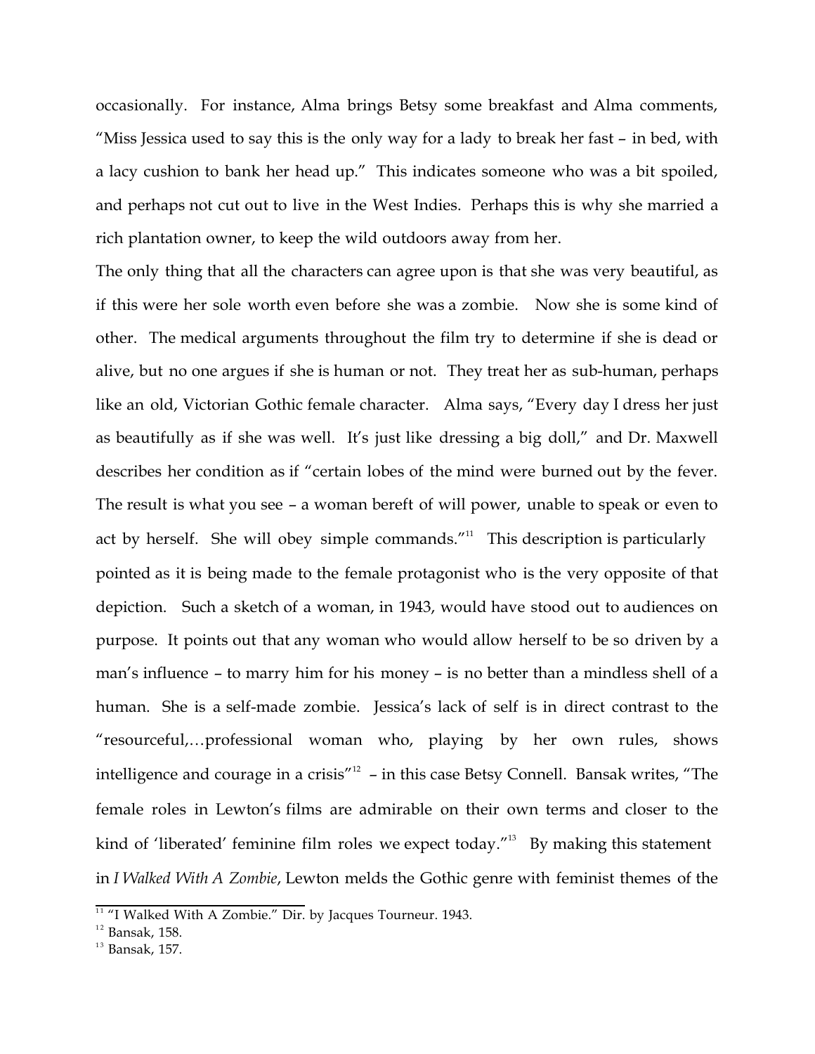occasionally. For instance, Alma brings Betsy some breakfast and Alma comments, "Miss Jessica used to say this is the only way for a lady to break her fast – in bed, with a lacy cushion to bank her head up." This indicates someone who was a bit spoiled, and perhaps not cut out to live in the West Indies. Perhaps this is why she married a rich plantation owner, to keep the wild outdoors away from her.

The only thing that all the characters can agree upon is that she was very beautiful, as if this were her sole worth even before she was a zombie. Now she is some kind of other. The medical arguments throughout the film try to determine if she is dead or alive, but no one argues if she is human or not. They treat her as sub-human, perhaps like an old, Victorian Gothic female character. Alma says, "Every day I dress her just as beautifully as if she was well. It's just like dressing a big doll," and Dr. Maxwell describes her condition as if "certain lobes of the mind were burned out by the fever. The result is what you see – a woman bereft of will power, unable to speak or even to act by herself. She will obey simple commands."[11] This description is particularly pointed as it is being made to the female protagonist who is the very opposite of that depiction. Such a sketch of a woman, in 1943, would have stood out to audiences on purpose. It points out that any woman who would allow herself to be so driven by a man's influence – to marry him for his money – is no better than a mindless shell of a human. She is a self-made zombie. Jessica's lack of self is in direct contrast to the "resourceful,…professional woman who, playing by her own rules, shows intelligence and courage in a crisis"[12] – in this case Betsy Connell. Bansak writes, "The female roles in Lewton's films are admirable on their own terms and closer to the kind of 'liberated' feminine film roles we expect today."[13] By making this statement in *I Walked With A Zombie*, Lewton melds the Gothic genre with feminist themes of the

---

[11] "I Walked With A Zombie." Dir. by Jacques Tourneur. 1943.

[12] Bansak, 158.

[13] Bansak, 157.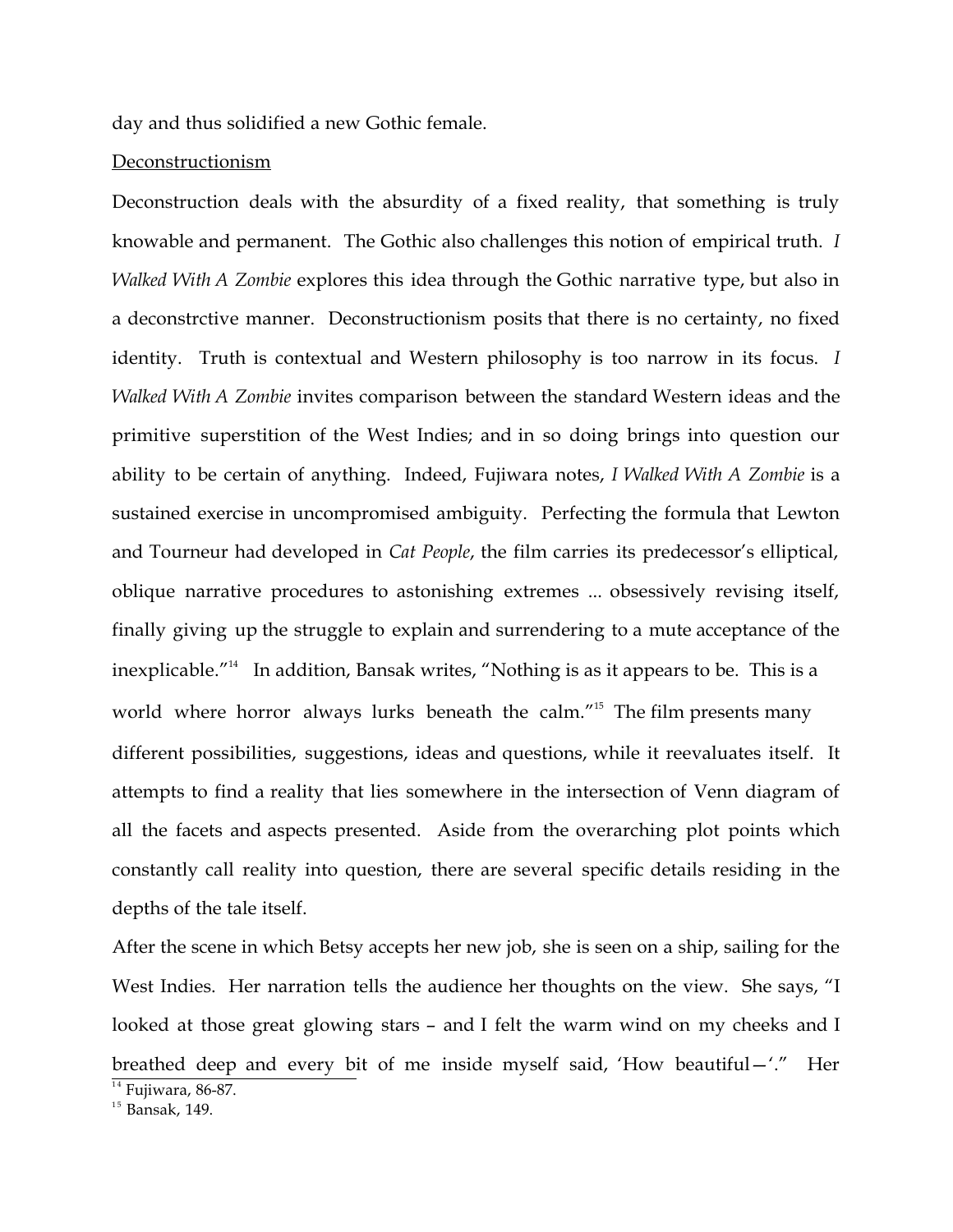day and thus solidified a new Gothic female.

<u>Deconstructionism</u>

Deconstruction deals with the absurdity of a fixed reality, that something is truly knowable and permanent. The Gothic also challenges this notion of empirical truth. *I Walked With A Zombie* explores this idea through the Gothic narrative type, but also in a deconstrctive manner. Deconstructionism posits that there is no certainty, no fixed identity. Truth is contextual and Western philosophy is too narrow in its focus. *I Walked With A Zombie* invites comparison between the standard Western ideas and the primitive superstition of the West Indies; and in so doing brings into question our ability to be certain of anything. Indeed, Fujiwara notes, *I Walked With A Zombie* is a sustained exercise in uncompromised ambiguity. Perfecting the formula that Lewton and Tourneur had developed in *Cat People*, the film carries its predecessor's elliptical, oblique narrative procedures to astonishing extremes ... obsessively revising itself, finally giving up the struggle to explain and surrendering to a mute acceptance of the inexplicable."[14] In addition, Bansak writes, "Nothing is as it appears to be. This is a world where horror always lurks beneath the calm."[15] The film presents many different possibilities, suggestions, ideas and questions, while it reevaluates itself. It attempts to find a reality that lies somewhere in the intersection of Venn diagram of all the facets and aspects presented. Aside from the overarching plot points which constantly call reality into question, there are several specific details residing in the depths of the tale itself.

After the scene in which Betsy accepts her new job, she is seen on a ship, sailing for the West Indies. Her narration tells the audience her thoughts on the view. She says, "I looked at those great glowing stars – and I felt the warm wind on my cheeks and I breathed deep and every bit of me inside myself said, 'How beautiful—'." Her

[14] Fujiwara, 86-87.

[15] Bansak, 149.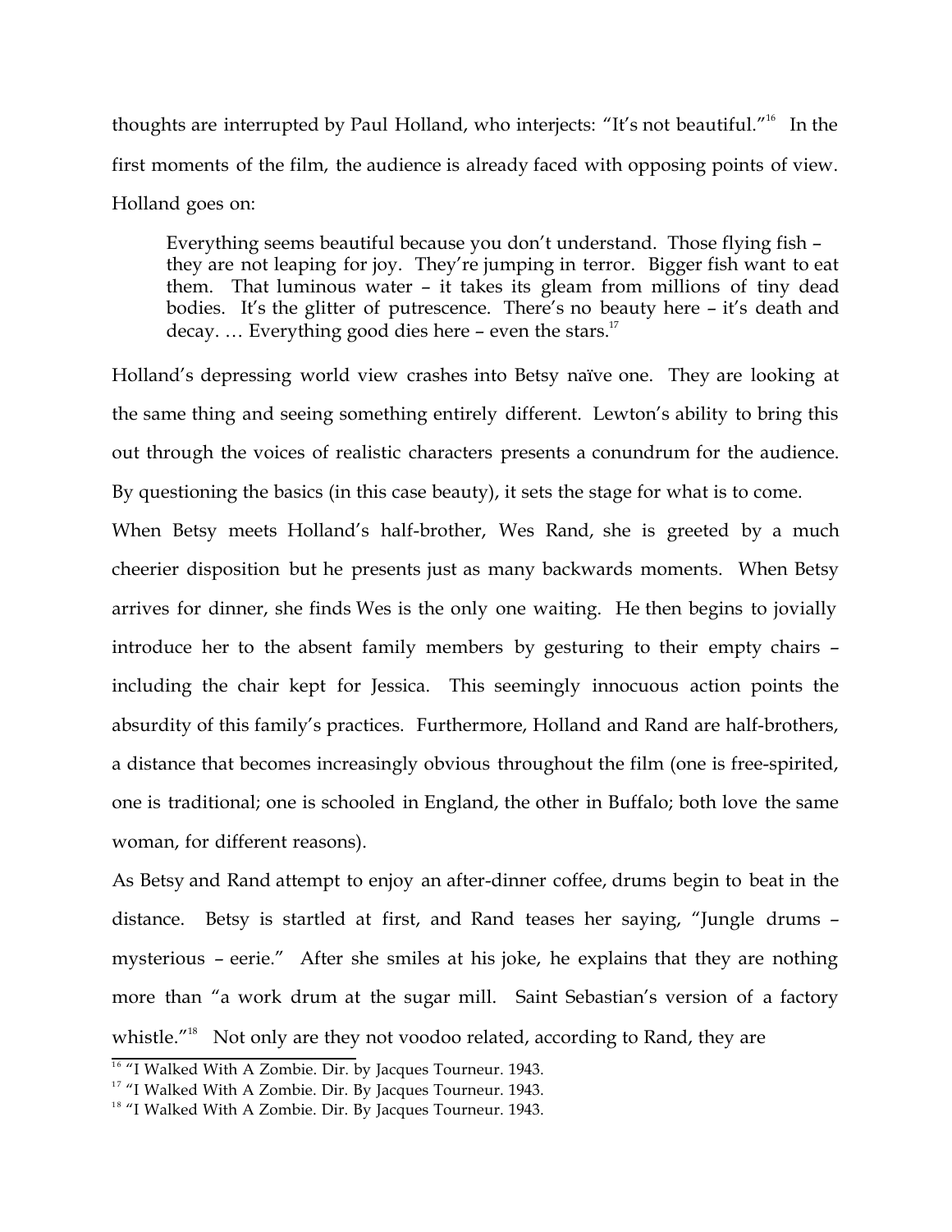thoughts are interrupted by Paul Holland, who interjects: "It's not beautiful."[16] In the first moments of the film, the audience is already faced with opposing points of view. Holland goes on:

> Everything seems beautiful because you don't understand. Those flying fish – they are not leaping for joy. They're jumping in terror. Bigger fish want to eat them. That luminous water – it takes its gleam from millions of tiny dead bodies. It's the glitter of putrescence. There's no beauty here – it's death and decay. … Everything good dies here – even the stars.[17]

Holland's depressing world view crashes into Betsy naïve one. They are looking at the same thing and seeing something entirely different. Lewton's ability to bring this out through the voices of realistic characters presents a conundrum for the audience. By questioning the basics (in this case beauty), it sets the stage for what is to come.

When Betsy meets Holland's half-brother, Wes Rand, she is greeted by a much cheerier disposition but he presents just as many backwards moments. When Betsy arrives for dinner, she finds Wes is the only one waiting. He then begins to jovially introduce her to the absent family members by gesturing to their empty chairs – including the chair kept for Jessica. This seemingly innocuous action points the absurdity of this family's practices. Furthermore, Holland and Rand are half-brothers, a distance that becomes increasingly obvious throughout the film (one is free-spirited, one is traditional; one is schooled in England, the other in Buffalo; both love the same woman, for different reasons).

As Betsy and Rand attempt to enjoy an after-dinner coffee, drums begin to beat in the distance. Betsy is startled at first, and Rand teases her saying, "Jungle drums – mysterious – eerie." After she smiles at his joke, he explains that they are nothing more than "a work drum at the sugar mill. Saint Sebastian's version of a factory whistle."[18] Not only are they not voodoo related, according to Rand, they are

---

[16] "I Walked With A Zombie. Dir. by Jacques Tourneur. 1943.

[17] "I Walked With A Zombie. Dir. By Jacques Tourneur. 1943.

[18] "I Walked With A Zombie. Dir. By Jacques Tourneur. 1943.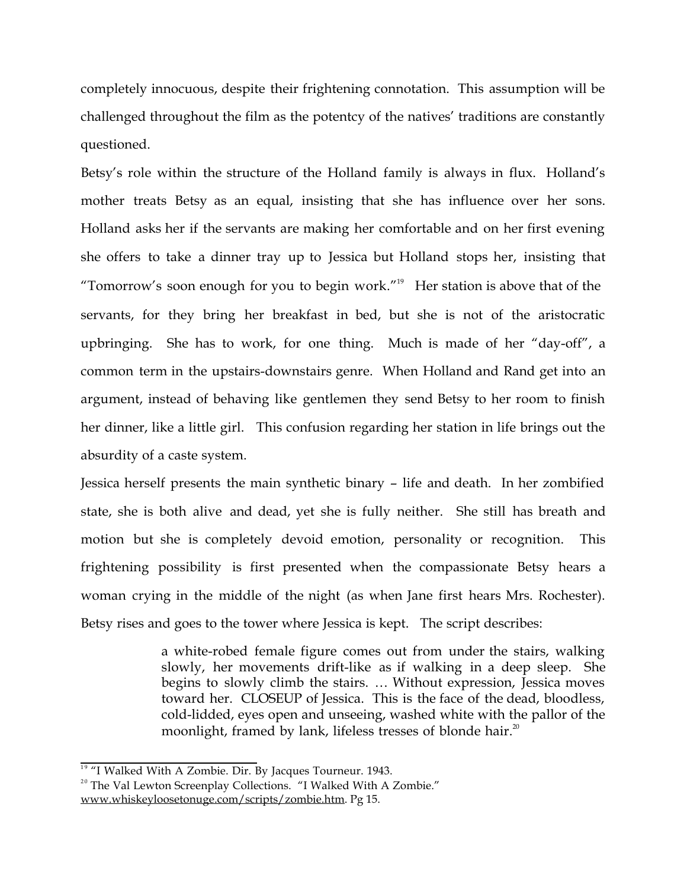completely innocuous, despite their frightening connotation. This assumption will be challenged throughout the film as the potentcy of the natives' traditions are constantly questioned.

Betsy's role within the structure of the Holland family is always in flux. Holland's mother treats Betsy as an equal, insisting that she has influence over her sons. Holland asks her if the servants are making her comfortable and on her first evening she offers to take a dinner tray up to Jessica but Holland stops her, insisting that "Tomorrow's soon enough for you to begin work."[19] Her station is above that of the servants, for they bring her breakfast in bed, but she is not of the aristocratic upbringing. She has to work, for one thing. Much is made of her "day-off", a common term in the upstairs-downstairs genre. When Holland and Rand get into an argument, instead of behaving like gentlemen they send Betsy to her room to finish her dinner, like a little girl. This confusion regarding her station in life brings out the absurdity of a caste system.

Jessica herself presents the main synthetic binary – life and death. In her zombified state, she is both alive and dead, yet she is fully neither. She still has breath and motion but she is completely devoid emotion, personality or recognition. This frightening possibility is first presented when the compassionate Betsy hears a woman crying in the middle of the night (as when Jane first hears Mrs. Rochester). Betsy rises and goes to the tower where Jessica is kept. The script describes:

> a white-robed female figure comes out from under the stairs, walking slowly, her movements drift-like as if walking in a deep sleep. She begins to slowly climb the stairs. … Without expression, Jessica moves toward her. CLOSEUP of Jessica. This is the face of the dead, bloodless, cold-lidded, eyes open and unseeing, washed white with the pallor of the moonlight, framed by lank, lifeless tresses of blonde hair.[20]

---

[19] "I Walked With A Zombie. Dir. By Jacques Tourneur. 1943.

[20] The Val Lewton Screenplay Collections. "I Walked With A Zombie." www.whiskeyloosetonuge.com/scripts/zombie.htm. Pg 15.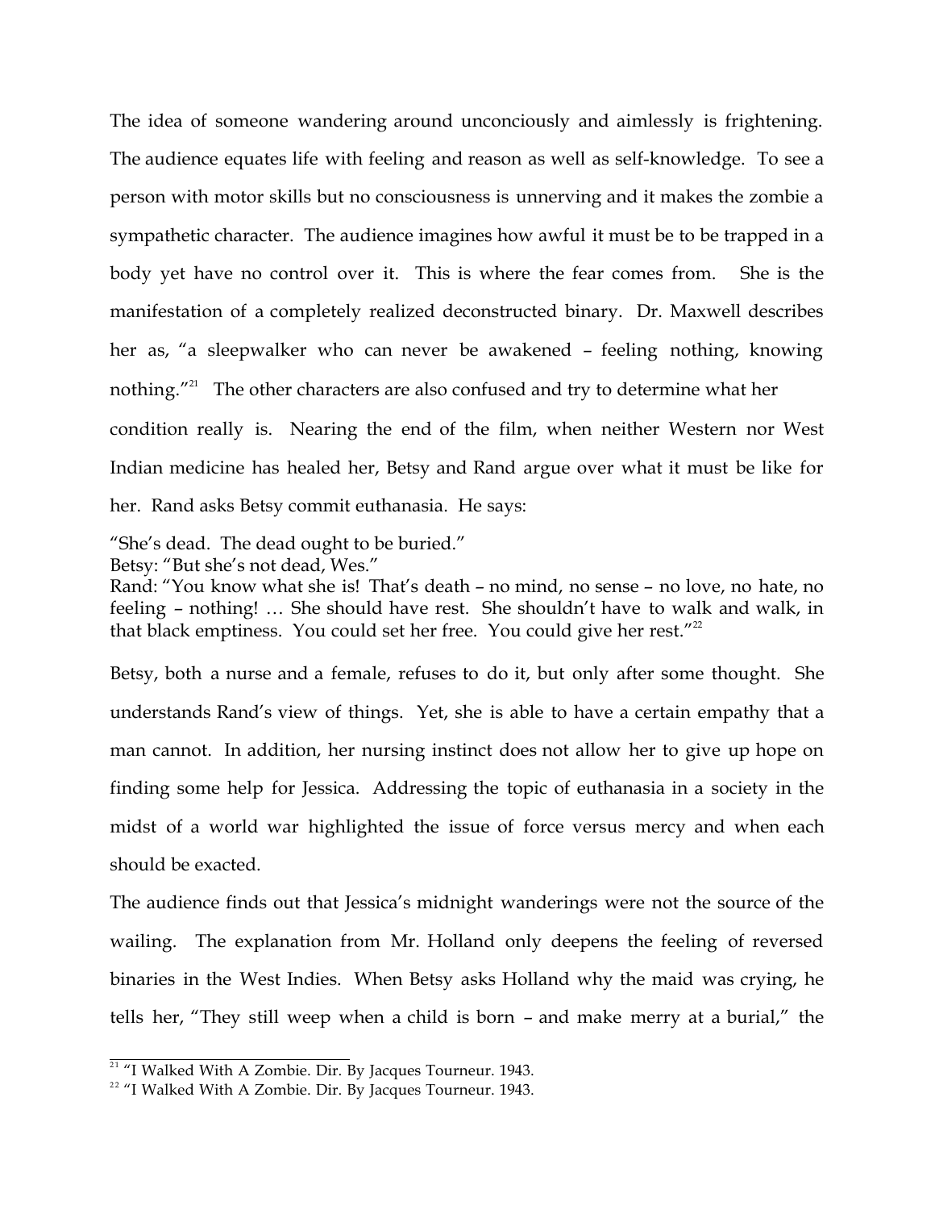The idea of someone wandering around unconciously and aimlessly is frightening. The audience equates life with feeling and reason as well as self-knowledge. To see a person with motor skills but no consciousness is unnerving and it makes the zombie a sympathetic character. The audience imagines how awful it must be to be trapped in a body yet have no control over it. This is where the fear comes from. She is the manifestation of a completely realized deconstructed binary. Dr. Maxwell describes her as, "a sleepwalker who can never be awakened – feeling nothing, knowing nothing."[21] The other characters are also confused and try to determine what her condition really is. Nearing the end of the film, when neither Western nor West Indian medicine has healed her, Betsy and Rand argue over what it must be like for her. Rand asks Betsy commit euthanasia. He says:

"She's dead. The dead ought to be buried."
Betsy: "But she's not dead, Wes."
Rand: "You know what she is! That's death – no mind, no sense – no love, no hate, no feeling – nothing! … She should have rest. She shouldn't have to walk and walk, in that black emptiness. You could set her free. You could give her rest."[22]

Betsy, both a nurse and a female, refuses to do it, but only after some thought. She understands Rand's view of things. Yet, she is able to have a certain empathy that a man cannot. In addition, her nursing instinct does not allow her to give up hope on finding some help for Jessica. Addressing the topic of euthanasia in a society in the midst of a world war highlighted the issue of force versus mercy and when each should be exacted.

The audience finds out that Jessica's midnight wanderings were not the source of the wailing. The explanation from Mr. Holland only deepens the feeling of reversed binaries in the West Indies. When Betsy asks Holland why the maid was crying, he tells her, "They still weep when a child is born – and make merry at a burial," the

[21] "I Walked With A Zombie. Dir. By Jacques Tourneur. 1943.
[22] "I Walked With A Zombie. Dir. By Jacques Tourneur. 1943.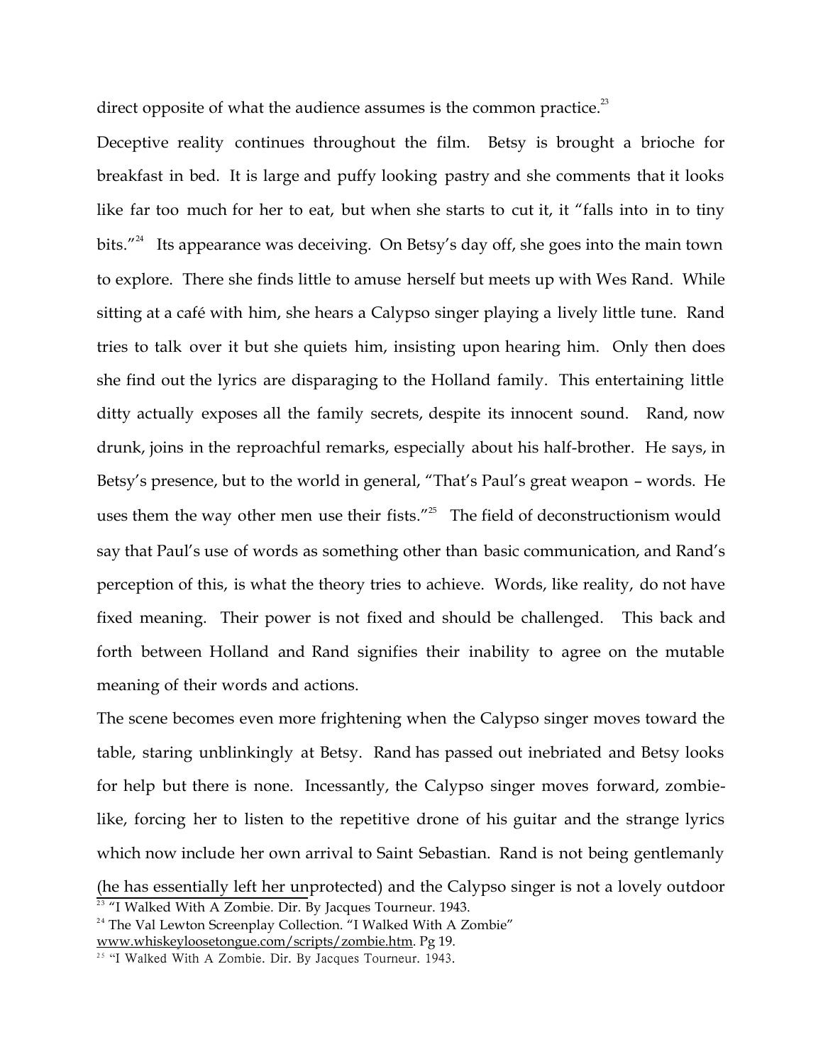direct opposite of what the audience assumes is the common practice.[23]

Deceptive reality continues throughout the film. Betsy is brought a brioche for breakfast in bed. It is large and puffy looking pastry and she comments that it looks like far too much for her to eat, but when she starts to cut it, it "falls into in to tiny bits."[24] Its appearance was deceiving. On Betsy's day off, she goes into the main town to explore. There she finds little to amuse herself but meets up with Wes Rand. While sitting at a café with him, she hears a Calypso singer playing a lively little tune. Rand tries to talk over it but she quiets him, insisting upon hearing him. Only then does she find out the lyrics are disparaging to the Holland family. This entertaining little ditty actually exposes all the family secrets, despite its innocent sound. Rand, now drunk, joins in the reproachful remarks, especially about his half-brother. He says, in Betsy's presence, but to the world in general, "That's Paul's great weapon – words. He uses them the way other men use their fists."[25] The field of deconstructionism would say that Paul's use of words as something other than basic communication, and Rand's perception of this, is what the theory tries to achieve. Words, like reality, do not have fixed meaning. Their power is not fixed and should be challenged. This back and forth between Holland and Rand signifies their inability to agree on the mutable meaning of their words and actions.

The scene becomes even more frightening when the Calypso singer moves toward the table, staring unblinkingly at Betsy. Rand has passed out inebriated and Betsy looks for help but there is none. Incessantly, the Calypso singer moves forward, zombie-like, forcing her to listen to the repetitive drone of his guitar and the strange lyrics which now include her own arrival to Saint Sebastian. Rand is not being gentlemanly (he has essentially left her unprotected) and the Calypso singer is not a lovely outdoor

[23] "I Walked With A Zombie. Dir. By Jacques Tourneur. 1943.

[24] The Val Lewton Screenplay Collection. "I Walked With A Zombie" www.whiskeyloosetongue.com/scripts/zombie.htm. Pg 19.

[25] "I Walked With A Zombie. Dir. By Jacques Tourneur. 1943.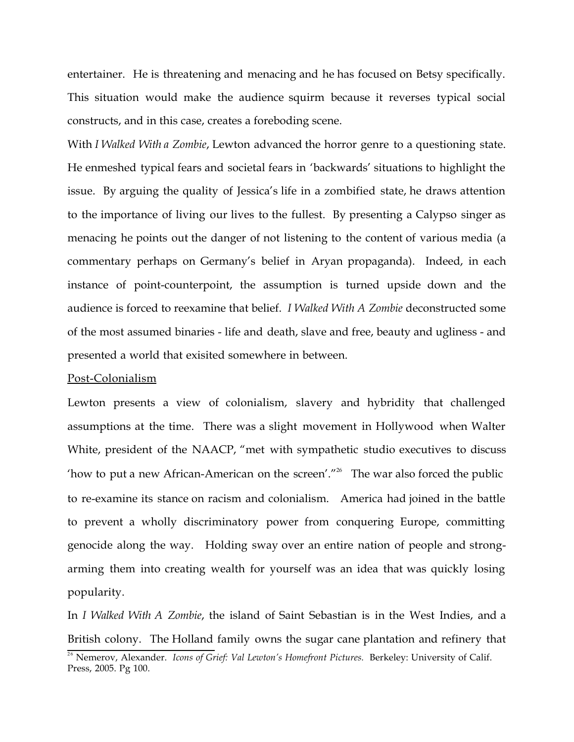entertainer. He is threatening and menacing and he has focused on Betsy specifically. This situation would make the audience squirm because it reverses typical social constructs, and in this case, creates a foreboding scene.

With *I Walked With a Zombie*, Lewton advanced the horror genre to a questioning state. He enmeshed typical fears and societal fears in 'backwards' situations to highlight the issue. By arguing the quality of Jessica's life in a zombified state, he draws attention to the importance of living our lives to the fullest. By presenting a Calypso singer as menacing he points out the danger of not listening to the content of various media (a commentary perhaps on Germany's belief in Aryan propaganda). Indeed, in each instance of point-counterpoint, the assumption is turned upside down and the audience is forced to reexamine that belief. *I Walked With A Zombie* deconstructed some of the most assumed binaries - life and death, slave and free, beauty and ugliness - and presented a world that exisited somewhere in between.

<u>Post-Colonialism</u>

Lewton presents a view of colonialism, slavery and hybridity that challenged assumptions at the time. There was a slight movement in Hollywood when Walter White, president of the NAACP, "met with sympathetic studio executives to discuss 'how to put a new African-American on the screen'."[26] The war also forced the public to re-examine its stance on racism and colonialism. America had joined in the battle to prevent a wholly discriminatory power from conquering Europe, committing genocide along the way. Holding sway over an entire nation of people and strong-arming them into creating wealth for yourself was an idea that was quickly losing popularity.

In *I Walked With A Zombie*, the island of Saint Sebastian is in the West Indies, and a British colony. The Holland family owns the sugar cane plantation and refinery that

[26] Nemerov, Alexander. *Icons of Grief: Val Lewton's Homefront Pictures.* Berkeley: University of Calif. Press, 2005. Pg 100.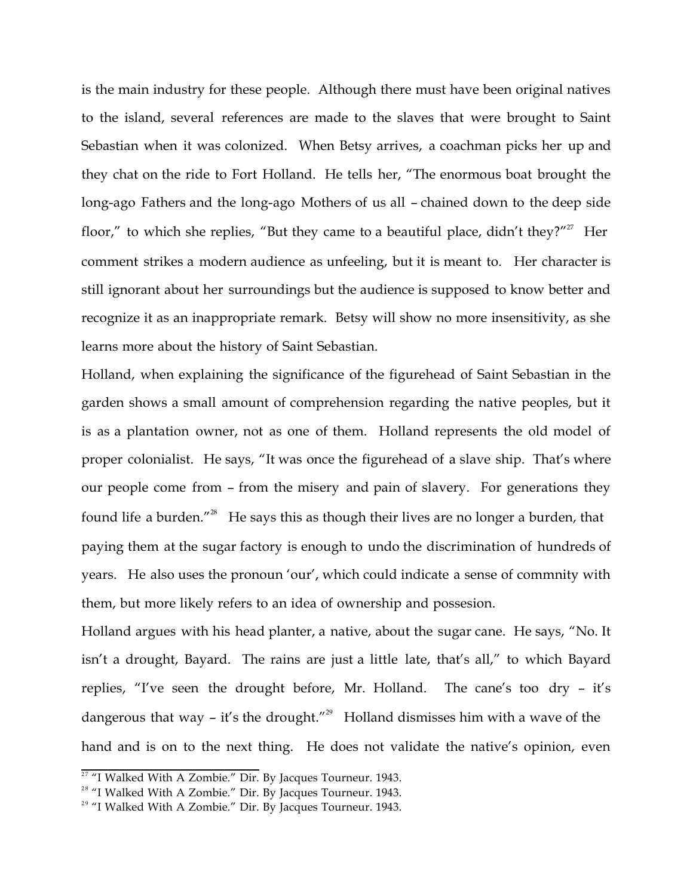is the main industry for these people. Although there must have been original natives to the island, several references are made to the slaves that were brought to Saint Sebastian when it was colonized. When Betsy arrives, a coachman picks her up and they chat on the ride to Fort Holland. He tells her, "The enormous boat brought the long-ago Fathers and the long-ago Mothers of us all – chained down to the deep side floor," to which she replies, "But they came to a beautiful place, didn't they?"[27] Her comment strikes a modern audience as unfeeling, but it is meant to. Her character is still ignorant about her surroundings but the audience is supposed to know better and recognize it as an inappropriate remark. Betsy will show no more insensitivity, as she learns more about the history of Saint Sebastian.

Holland, when explaining the significance of the figurehead of Saint Sebastian in the garden shows a small amount of comprehension regarding the native peoples, but it is as a plantation owner, not as one of them. Holland represents the old model of proper colonialist. He says, "It was once the figurehead of a slave ship. That's where our people come from – from the misery and pain of slavery. For generations they found life a burden."[28] He says this as though their lives are no longer a burden, that paying them at the sugar factory is enough to undo the discrimination of hundreds of years. He also uses the pronoun 'our', which could indicate a sense of commnity with them, but more likely refers to an idea of ownership and possesion.

Holland argues with his head planter, a native, about the sugar cane. He says, "No. It isn't a drought, Bayard. The rains are just a little late, that's all," to which Bayard replies, "I've seen the drought before, Mr. Holland. The cane's too dry – it's dangerous that way – it's the drought."[29] Holland dismisses him with a wave of the hand and is on to the next thing. He does not validate the native's opinion, even

[27] "I Walked With A Zombie." Dir. By Jacques Tourneur. 1943.

[28] "I Walked With A Zombie." Dir. By Jacques Tourneur. 1943.

[29] "I Walked With A Zombie." Dir. By Jacques Tourneur. 1943.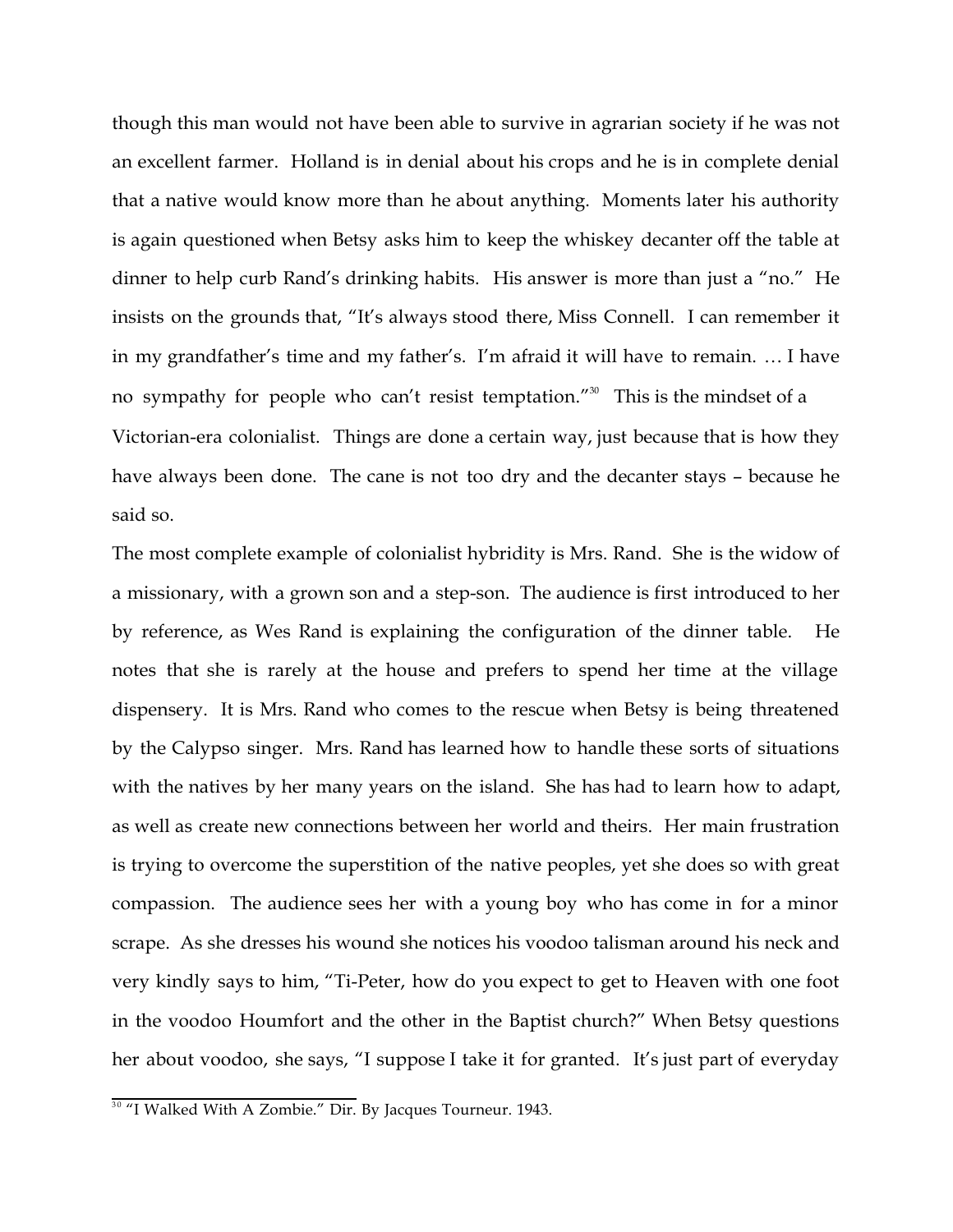though this man would not have been able to survive in agrarian society if he was not an excellent farmer. Holland is in denial about his crops and he is in complete denial that a native would know more than he about anything. Moments later his authority is again questioned when Betsy asks him to keep the whiskey decanter off the table at dinner to help curb Rand's drinking habits. His answer is more than just a "no." He insists on the grounds that, "It's always stood there, Miss Connell. I can remember it in my grandfather's time and my father's. I'm afraid it will have to remain. … I have no sympathy for people who can't resist temptation."[30] This is the mindset of a Victorian-era colonialist. Things are done a certain way, just because that is how they have always been done. The cane is not too dry and the decanter stays – because he said so.

The most complete example of colonialist hybridity is Mrs. Rand. She is the widow of a missionary, with a grown son and a step-son. The audience is first introduced to her by reference, as Wes Rand is explaining the configuration of the dinner table. He notes that she is rarely at the house and prefers to spend her time at the village dispensery. It is Mrs. Rand who comes to the rescue when Betsy is being threatened by the Calypso singer. Mrs. Rand has learned how to handle these sorts of situations with the natives by her many years on the island. She has had to learn how to adapt, as well as create new connections between her world and theirs. Her main frustration is trying to overcome the superstition of the native peoples, yet she does so with great compassion. The audience sees her with a young boy who has come in for a minor scrape. As she dresses his wound she notices his voodoo talisman around his neck and very kindly says to him, "Ti-Peter, how do you expect to get to Heaven with one foot in the voodoo Houmfort and the other in the Baptist church?" When Betsy questions her about voodoo, she says, "I suppose I take it for granted. It's just part of everyday

[30] "I Walked With A Zombie." Dir. By Jacques Tourneur. 1943.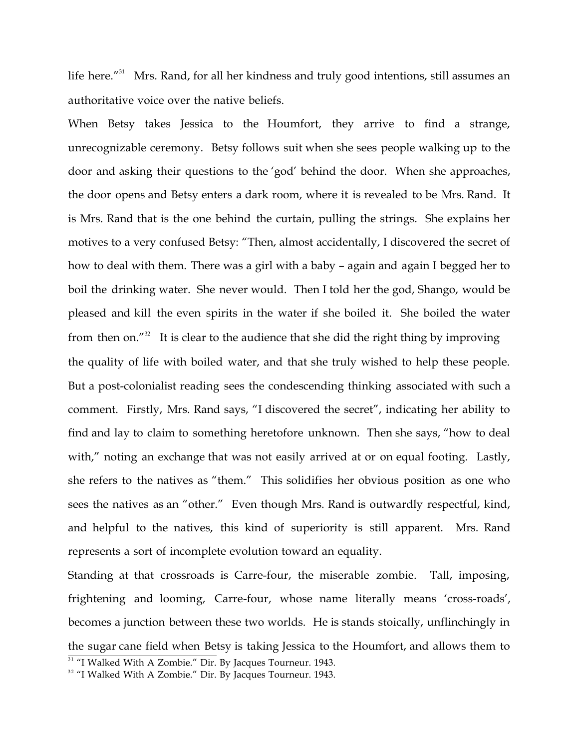life here."[31] Mrs. Rand, for all her kindness and truly good intentions, still assumes an authoritative voice over the native beliefs.

When Betsy takes Jessica to the Houmfort, they arrive to find a strange, unrecognizable ceremony. Betsy follows suit when she sees people walking up to the door and asking their questions to the 'god' behind the door. When she approaches, the door opens and Betsy enters a dark room, where it is revealed to be Mrs. Rand. It is Mrs. Rand that is the one behind the curtain, pulling the strings. She explains her motives to a very confused Betsy: "Then, almost accidentally, I discovered the secret of how to deal with them. There was a girl with a baby – again and again I begged her to boil the drinking water. She never would. Then I told her the god, Shango, would be pleased and kill the even spirits in the water if she boiled it. She boiled the water from then on."[32] It is clear to the audience that she did the right thing by improving the quality of life with boiled water, and that she truly wished to help these people. But a post-colonialist reading sees the condescending thinking associated with such a comment. Firstly, Mrs. Rand says, "I discovered the secret", indicating her ability to find and lay to claim to something heretofore unknown. Then she says, "how to deal with," noting an exchange that was not easily arrived at or on equal footing. Lastly, she refers to the natives as "them." This solidifies her obvious position as one who sees the natives as an "other." Even though Mrs. Rand is outwardly respectful, kind, and helpful to the natives, this kind of superiority is still apparent. Mrs. Rand represents a sort of incomplete evolution toward an equality.

Standing at that crossroads is Carre-four, the miserable zombie. Tall, imposing, frightening and looming, Carre-four, whose name literally means 'cross-roads', becomes a junction between these two worlds. He is stands stoically, unflinchingly in the sugar cane field when Betsy is taking Jessica to the Houmfort, and allows them to

[31] "I Walked With A Zombie." Dir. By Jacques Tourneur. 1943.

[32] "I Walked With A Zombie." Dir. By Jacques Tourneur. 1943.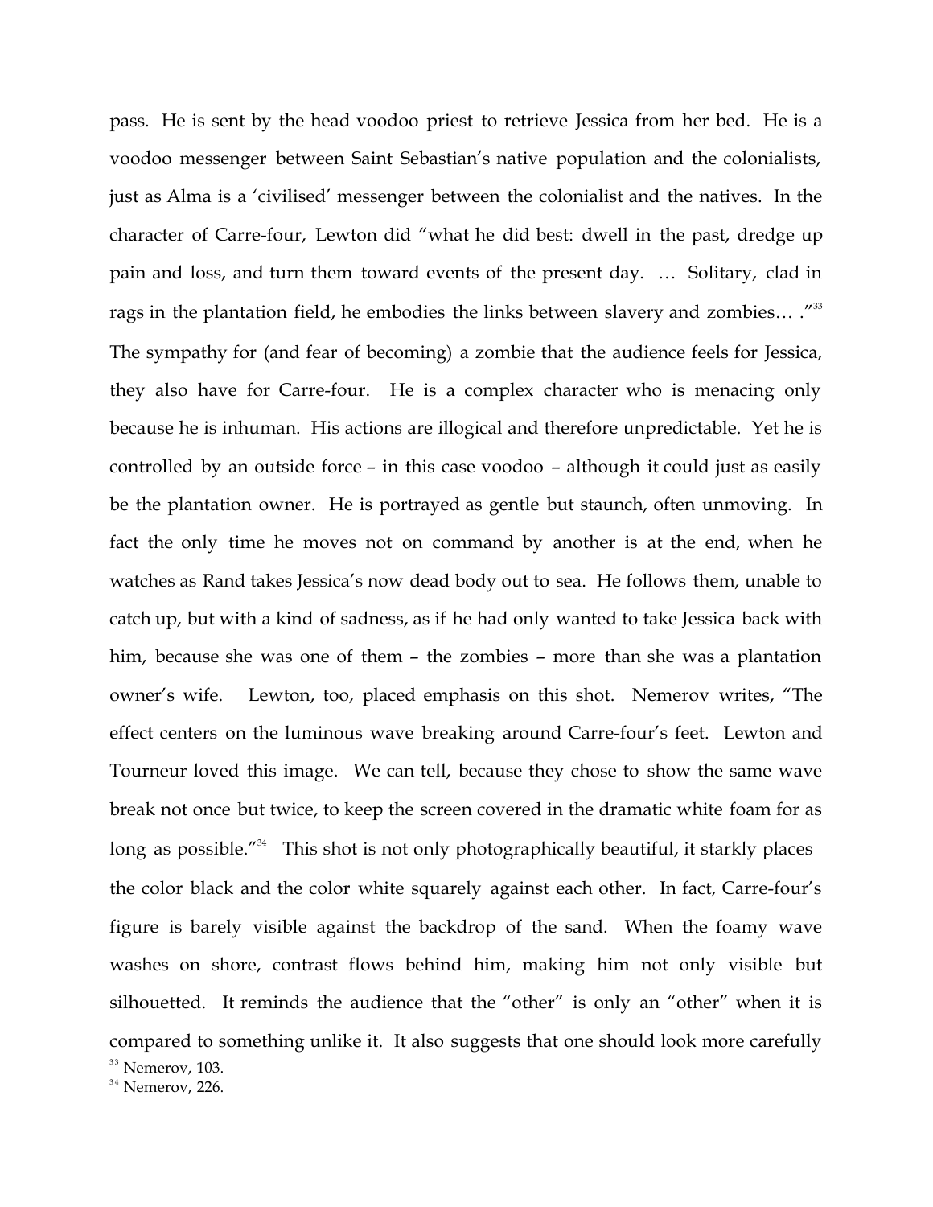pass. He is sent by the head voodoo priest to retrieve Jessica from her bed. He is a voodoo messenger between Saint Sebastian's native population and the colonialists, just as Alma is a 'civilised' messenger between the colonialist and the natives. In the character of Carre-four, Lewton did "what he did best: dwell in the past, dredge up pain and loss, and turn them toward events of the present day. … Solitary, clad in rags in the plantation field, he embodies the links between slavery and zombies… ."[33] The sympathy for (and fear of becoming) a zombie that the audience feels for Jessica, they also have for Carre-four. He is a complex character who is menacing only because he is inhuman. His actions are illogical and therefore unpredictable. Yet he is controlled by an outside force – in this case voodoo – although it could just as easily be the plantation owner. He is portrayed as gentle but staunch, often unmoving. In fact the only time he moves not on command by another is at the end, when he watches as Rand takes Jessica's now dead body out to sea. He follows them, unable to catch up, but with a kind of sadness, as if he had only wanted to take Jessica back with him, because she was one of them – the zombies – more than she was a plantation owner's wife. Lewton, too, placed emphasis on this shot. Nemerov writes, "The effect centers on the luminous wave breaking around Carre-four's feet. Lewton and Tourneur loved this image. We can tell, because they chose to show the same wave break not once but twice, to keep the screen covered in the dramatic white foam for as long as possible."[34] This shot is not only photographically beautiful, it starkly places the color black and the color white squarely against each other. In fact, Carre-four's figure is barely visible against the backdrop of the sand. When the foamy wave washes on shore, contrast flows behind him, making him not only visible but silhouetted. It reminds the audience that the "other" is only an "other" when it is compared to something unlike it. It also suggests that one should look more carefully

---

[33] Nemerov, 103.

[34] Nemerov, 226.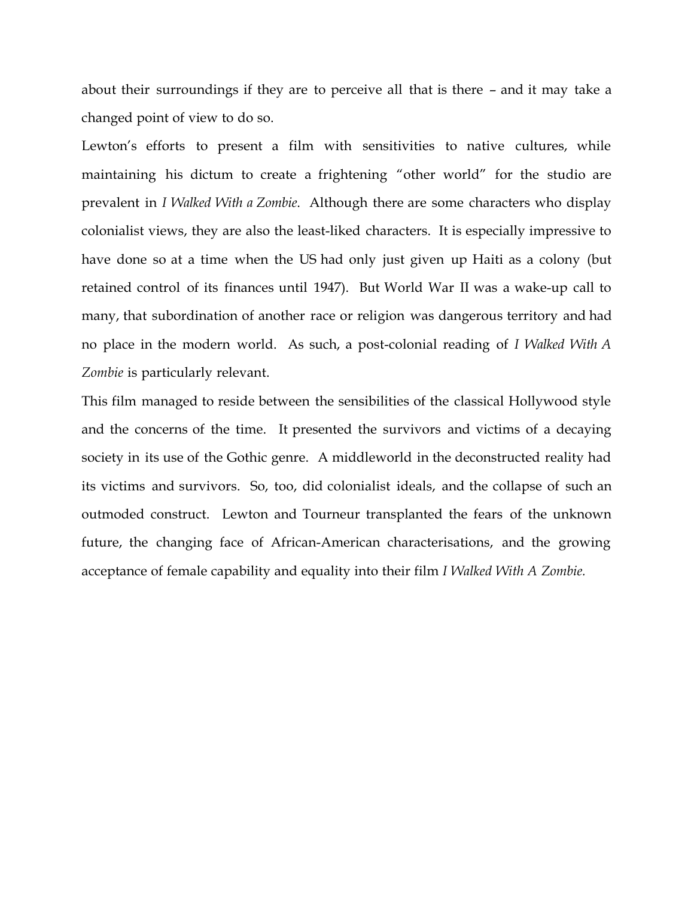about their surroundings if they are to perceive all that is there – and it may take a changed point of view to do so.

Lewton's efforts to present a film with sensitivities to native cultures, while maintaining his dictum to create a frightening "other world" for the studio are prevalent in *I Walked With a Zombie*. Although there are some characters who display colonialist views, they are also the least-liked characters. It is especially impressive to have done so at a time when the US had only just given up Haiti as a colony (but retained control of its finances until 1947). But World War II was a wake-up call to many, that subordination of another race or religion was dangerous territory and had no place in the modern world. As such, a post-colonial reading of *I Walked With A Zombie* is particularly relevant.

This film managed to reside between the sensibilities of the classical Hollywood style and the concerns of the time. It presented the survivors and victims of a decaying society in its use of the Gothic genre. A middleworld in the deconstructed reality had its victims and survivors. So, too, did colonialist ideals, and the collapse of such an outmoded construct. Lewton and Tourneur transplanted the fears of the unknown future, the changing face of African-American characterisations, and the growing acceptance of female capability and equality into their film *I Walked With A Zombie.*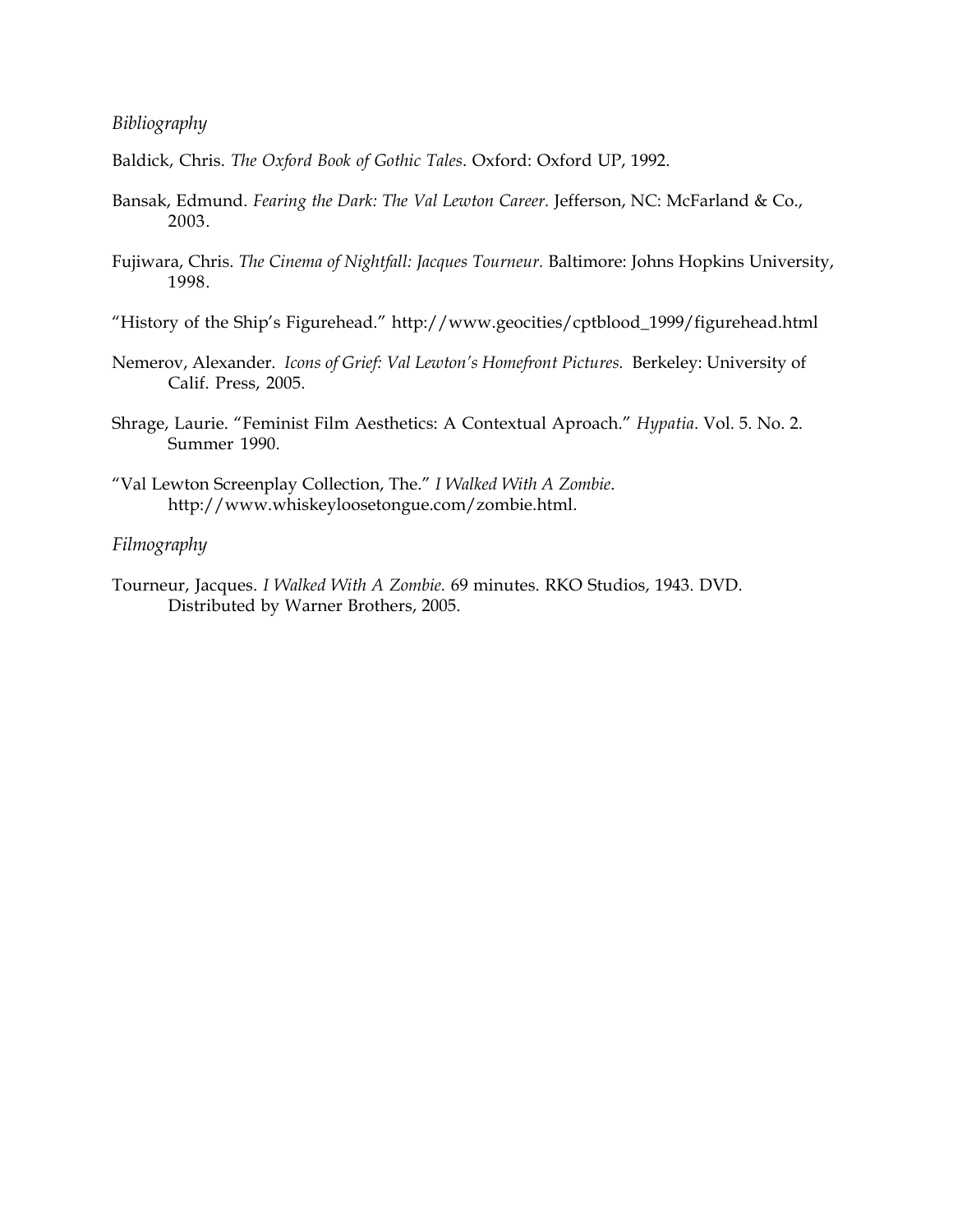*Bibliography*

Baldick, Chris. *The Oxford Book of Gothic Tales*. Oxford: Oxford UP, 1992.

Bansak, Edmund. *Fearing the Dark: The Val Lewton Career.* Jefferson, NC: McFarland & Co., 2003.

Fujiwara, Chris. *The Cinema of Nightfall: Jacques Tourneur.* Baltimore: Johns Hopkins University, 1998.

"History of the Ship's Figurehead." http://www.geocities/cptblood_1999/figurehead.html

Nemerov, Alexander. *Icons of Grief: Val Lewton's Homefront Pictures.* Berkeley: University of Calif. Press, 2005.

Shrage, Laurie. "Feminist Film Aesthetics: A Contextual Aproach." *Hypatia*. Vol. 5. No. 2. Summer 1990.

"Val Lewton Screenplay Collection, The." *I Walked With A Zombie*. http://www.whiskeyloosetongue.com/zombie.html.

*Filmography*

Tourneur, Jacques. *I Walked With A Zombie.* 69 minutes. RKO Studios, 1943. DVD. Distributed by Warner Brothers, 2005.